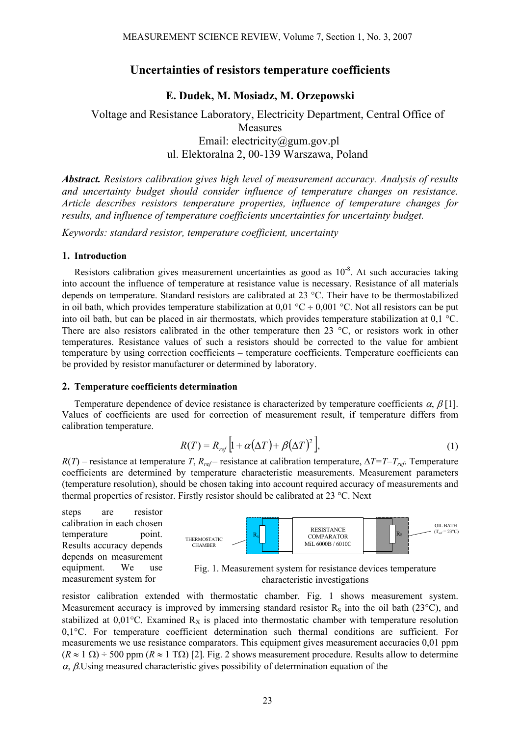# Uncertainties of resistors temperature coefficients

## E. Dudek, M. Mosiadz, M. Orzepowski

Voltage and Resistance Laboratory, Electricity Department, Central Office of Measures
Email: electricity@gum.gov.pl
ul. Elektoralna 2, 00-139 Warszawa, Poland

***Abstract.*** *Resistors calibration gives high level of measurement accuracy. Analysis of results and uncertainty budget should consider influence of temperature changes on resistance. Article describes resistors temperature properties, influence of temperature changes for results, and influence of temperature coefficients uncertainties for uncertainty budget.*

*Keywords: standard resistor, temperature coefficient, uncertainty*

### 1. Introduction

Resistors calibration gives measurement uncertainties as good as $10^{-8}$. At such accuracies taking into account the influence of temperature at resistance value is necessary. Resistance of all materials depends on temperature. Standard resistors are calibrated at 23 °C. Their have to be thermostabilized in oil bath, which provides temperature stabilization at 0,01 °C ÷ 0,001 °C. Not all resistors can be put into oil bath, but can be placed in air thermostats, which provides temperature stabilization at 0,1 °C. There are also resistors calibrated in the other temperature then 23 °C, or resistors work in other temperatures. Resistance values of such a resistors should be corrected to the value for ambient temperature by using correction coefficients – temperature coefficients. Temperature coefficients can be provided by resistor manufacturer or determined by laboratory.

### 2. Temperature coefficients determination

Temperature dependence of device resistance is characterized by temperature coefficients $\alpha$, $\beta$ [1]. Values of coefficients are used for correction of measurement result, if temperature differs from calibration temperature.

$$R(T) = R_{ref}\left[1 + \alpha(\Delta T) + \beta(\Delta T)^2\right], \tag{1}$$

$R(T)$ – resistance at temperature $T$, $R_{ref}$ – resistance at calibration temperature, $\Delta T = T - T_{ref}$. Temperature coefficients are determined by temperature characteristic measurements. Measurement parameters (temperature resolution), should be chosen taking into account required accuracy of measurements and thermal properties of resistor. Firstly resistor should be calibrated at 23 °C. Next steps are resistor calibration in each chosen temperature point. Results accuracy depends depends on measurement equipment. We use measurement system for resistor calibration extended with thermostatic chamber. Fig. 1 shows measurement system. Measurement accuracy is improved by immersing standard resistor $R_S$ into the oil bath (23°C), and stabilized at 0,01°C. Examined $R_X$ is placed into thermostatic chamber with temperature resolution 0,1°C. For temperature coefficient determination such thermal conditions are sufficient. For measurements we use resistance comparators. This equipment gives measurement accuracies 0,01 ppm ($R \approx 1\ \Omega$) ÷ 500 ppm ($R \approx 1\ \text{T}\Omega$) [2]. Fig. 2 shows measurement procedure. Results allow to determine $\alpha$, $\beta$.Using measured characteristic gives possibility of determination equation of the

THERMOSTATIC CHAMBER — $R_X$ — RESISTANCE COMPARATOR MiL 6000B / 6010C — $R_S$ — OIL BATH ($T_{ref}$ = 23°C)

Fig. 1. Measurement system for resistance devices temperature characteristic investigations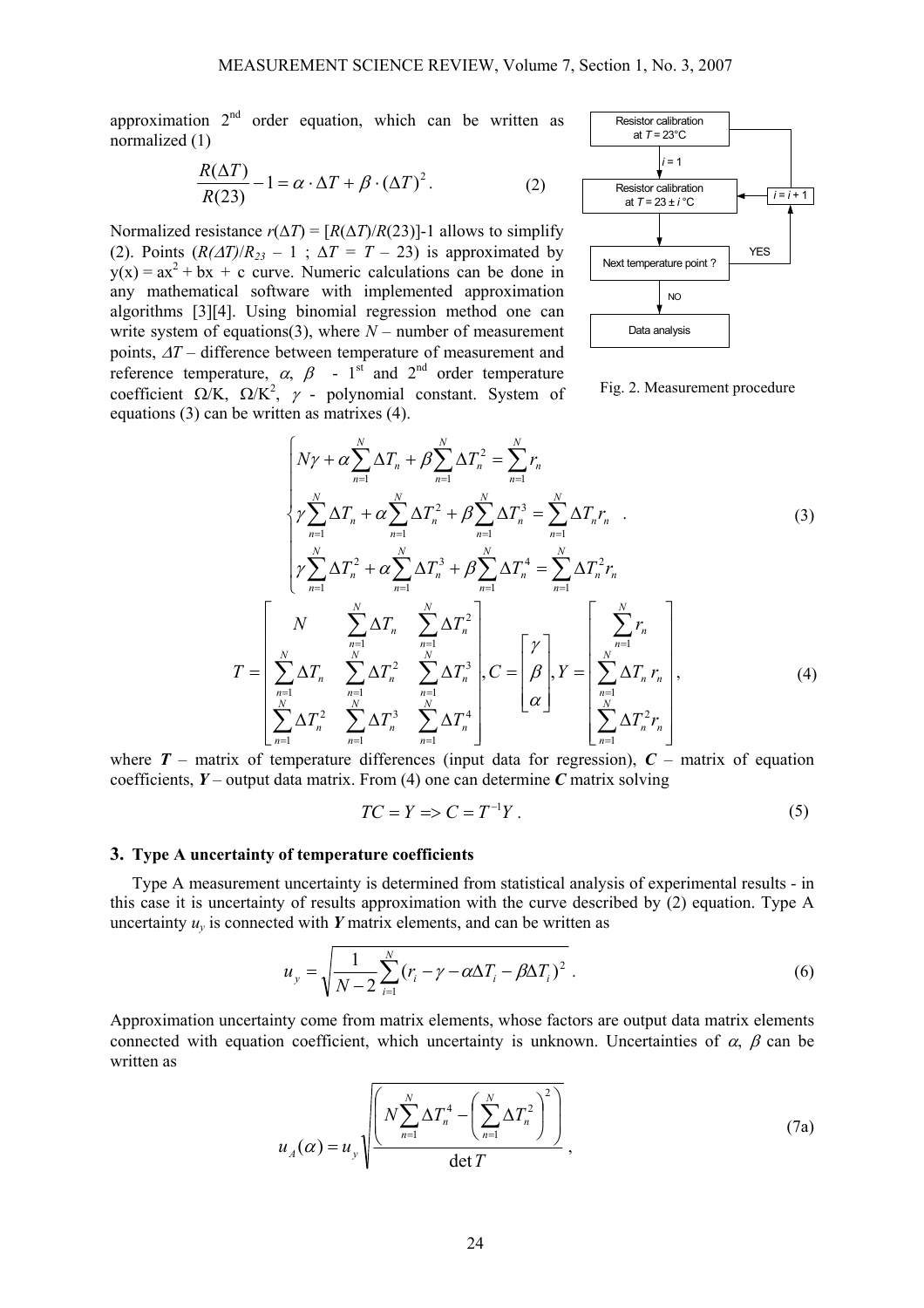approximation 2[nd] order equation, which can be written as normalized (1)

$$\frac{R(\Delta T)}{R(23)} - 1 = \alpha \cdot \Delta T + \beta \cdot (\Delta T)^2 . \tag{2}$$

Normalized resistance $r(\Delta T) = [R(\Delta T)/R(23)]-1$ allows to simplify (2). Points $(R(\Delta T)/R_{23} - 1 \ ; \ \Delta T = T - 23)$ is approximated by $y(x) = ax^2 + bx + c$ curve. Numeric calculations can be done in any mathematical software with implemented approximation algorithms [3][4]. Using binomial regression method one can write system of equations(3), where $N$ – number of measurement points, $\Delta T$ – difference between temperature of measurement and reference temperature, $\alpha$, $\beta$ - 1[st] and 2[nd] order temperature coefficient Ω/K, Ω/K$^2$, $\gamma$ - polynomial constant. System of equations (3) can be written as matrixes (4).

Resistor calibration at $T$ = 23°C → $i$ = 1 → Resistor calibration at $T$ = 23 ± $i$ °C → Next temperature point ? — YES → $i = i + 1$ (return to calibration); NO → Data analysis

Fig. 2. Measurement procedure

$$\begin{cases} N\gamma + \alpha \sum_{n=1}^{N} \Delta T_n + \beta \sum_{n=1}^{N} \Delta T_n^2 = \sum_{n=1}^{N} r_n \\ \gamma \sum_{n=1}^{N} \Delta T_n + \alpha \sum_{n=1}^{N} \Delta T_n^2 + \beta \sum_{n=1}^{N} \Delta T_n^3 = \sum_{n=1}^{N} \Delta T_n r_n \\ \gamma \sum_{n=1}^{N} \Delta T_n^2 + \alpha \sum_{n=1}^{N} \Delta T_n^3 + \beta \sum_{n=1}^{N} \Delta T_n^4 = \sum_{n=1}^{N} \Delta T_n^2 r_n \end{cases} . \tag{3}$$

$$T = \begin{bmatrix} N & \sum_{n=1}^{N} \Delta T_n & \sum_{n=1}^{N} \Delta T_n^2 \\ \sum_{n=1}^{N} \Delta T_n & \sum_{n=1}^{N} \Delta T_n^2 & \sum_{n=1}^{N} \Delta T_n^3 \\ \sum_{n=1}^{N} \Delta T_n^2 & \sum_{n=1}^{N} \Delta T_n^3 & \sum_{n=1}^{N} \Delta T_n^4 \end{bmatrix}, C = \begin{bmatrix} \gamma \\ \beta \\ \alpha \end{bmatrix}, Y = \begin{bmatrix} \sum_{n=1}^{N} r_n \\ \sum_{n=1}^{N} \Delta T_n r_n \\ \sum_{n=1}^{N} \Delta T_n^2 r_n \end{bmatrix}, \tag{4}$$

where $\boldsymbol{T}$ – matrix of temperature differences (input data for regression), $\boldsymbol{C}$ – matrix of equation coefficients, $\boldsymbol{Y}$ – output data matrix. From (4) one can determine $\boldsymbol{C}$ matrix solving

$$TC = Y \Rightarrow C = T^{-1}Y . \tag{5}$$

## 3. Type A uncertainty of temperature coefficients

Type A measurement uncertainty is determined from statistical analysis of experimental results - in this case it is uncertainty of results approximation with the curve described by (2) equation. Type A uncertainty $u_y$ is connected with $\boldsymbol{Y}$ matrix elements, and can be written as

$$u_y = \sqrt{\frac{1}{N-2} \sum_{i=1}^{N} (r_i - \gamma - \alpha \Delta T_i - \beta \Delta T_i)^2} . \tag{6}$$

Approximation uncertainty come from matrix elements, whose factors are output data matrix elements connected with equation coefficient, which uncertainty is unknown. Uncertainties of $\alpha$, $\beta$ can be written as

$$u_A(\alpha) = u_y \sqrt{\frac{\left( N \sum_{n=1}^{N} \Delta T_n^4 - \left( \sum_{n=1}^{N} \Delta T_n^2 \right)^2 \right)}{\det T}} , \tag{7a}$$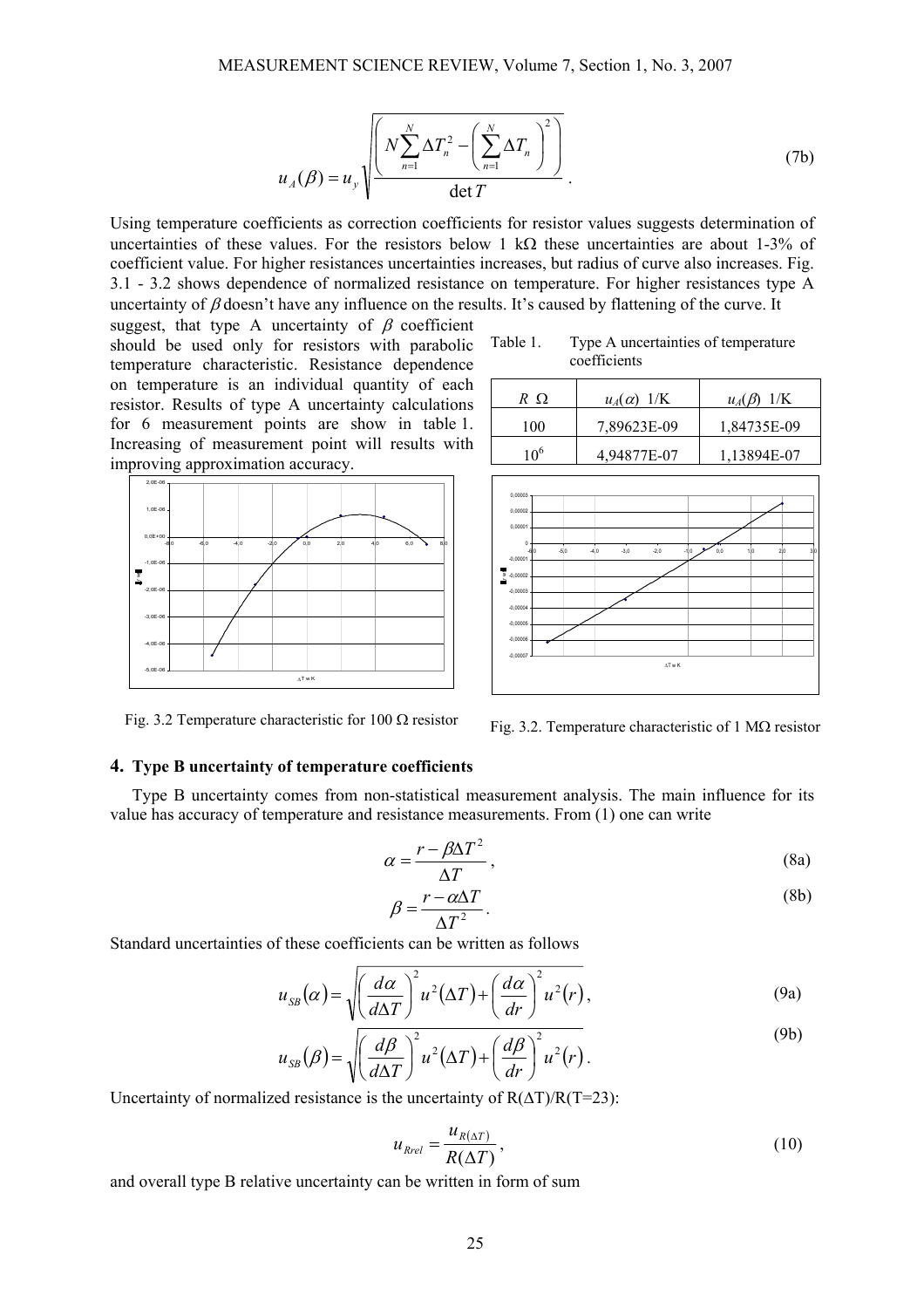$$u_A(\beta) = u_y \sqrt{\frac{\left( N\sum_{n=1}^{N} \Delta T_n^2 - \left( \sum_{n=1}^{N} \Delta T_n \right)^2 \right)}{\det T}} . \tag{7b}$$

Using temperature coefficients as correction coefficients for resistor values suggests determination of uncertainties of these values. For the resistors below 1 kΩ these uncertainties are about 1-3% of coefficient value. For higher resistances uncertainties increases, but radius of curve also increases. Fig. 3.1 - 3.2 shows dependence of normalized resistance on temperature. For higher resistances type A uncertainty of $\beta$ doesn't have any influence on the results. It's caused by flattening of the curve. It suggest, that type A uncertainty of $\beta$ coefficient should be used only for resistors with parabolic temperature characteristic. Resistance dependence on temperature is an individual quantity of each resistor. Results of type A uncertainty calculations for 6 measurement points are show in table 1. Increasing of measurement point will results with improving approximation accuracy.

Table 1. Type A uncertainties of temperature coefficients

| $R$ Ω | $u_A(\alpha)$ 1/K | $u_A(\beta)$ 1/K |
|---|---|---|
| 100 | 7,89623E-09 | 1,84735E-09 |
| $10^6$ | 4,94877E-07 | 1,13894E-07 |

Fig. 3.2 Temperature characteristic for 100 Ω resistor

Fig. 3.2. Temperature characteristic of 1 MΩ resistor

## 4. Type B uncertainty of temperature coefficients

Type B uncertainty comes from non-statistical measurement analysis. The main influence for its value has accuracy of temperature and resistance measurements. From (1) one can write

$$\alpha = \frac{r - \beta \Delta T^2}{\Delta T} , \tag{8a}$$

$$\beta = \frac{r - \alpha \Delta T}{\Delta T^2} . \tag{8b}$$

Standard uncertainties of these coefficients can be written as follows

$$u_{SB}(\alpha) = \sqrt{\left( \frac{d\alpha}{d\Delta T} \right)^2 u^2(\Delta T) + \left( \frac{d\alpha}{dr} \right)^2 u^2(r)} , \tag{9a}$$

$$u_{SB}(\beta) = \sqrt{\left( \frac{d\beta}{d\Delta T} \right)^2 u^2(\Delta T) + \left( \frac{d\beta}{dr} \right)^2 u^2(r)} . \tag{9b}$$

Uncertainty of normalized resistance is the uncertainty of R(ΔT)/R(T=23):

$$u_{Rrel} = \frac{u_{R(\Delta T)}}{R(\Delta T)} , \tag{10}$$

and overall type B relative uncertainty can be written in form of sum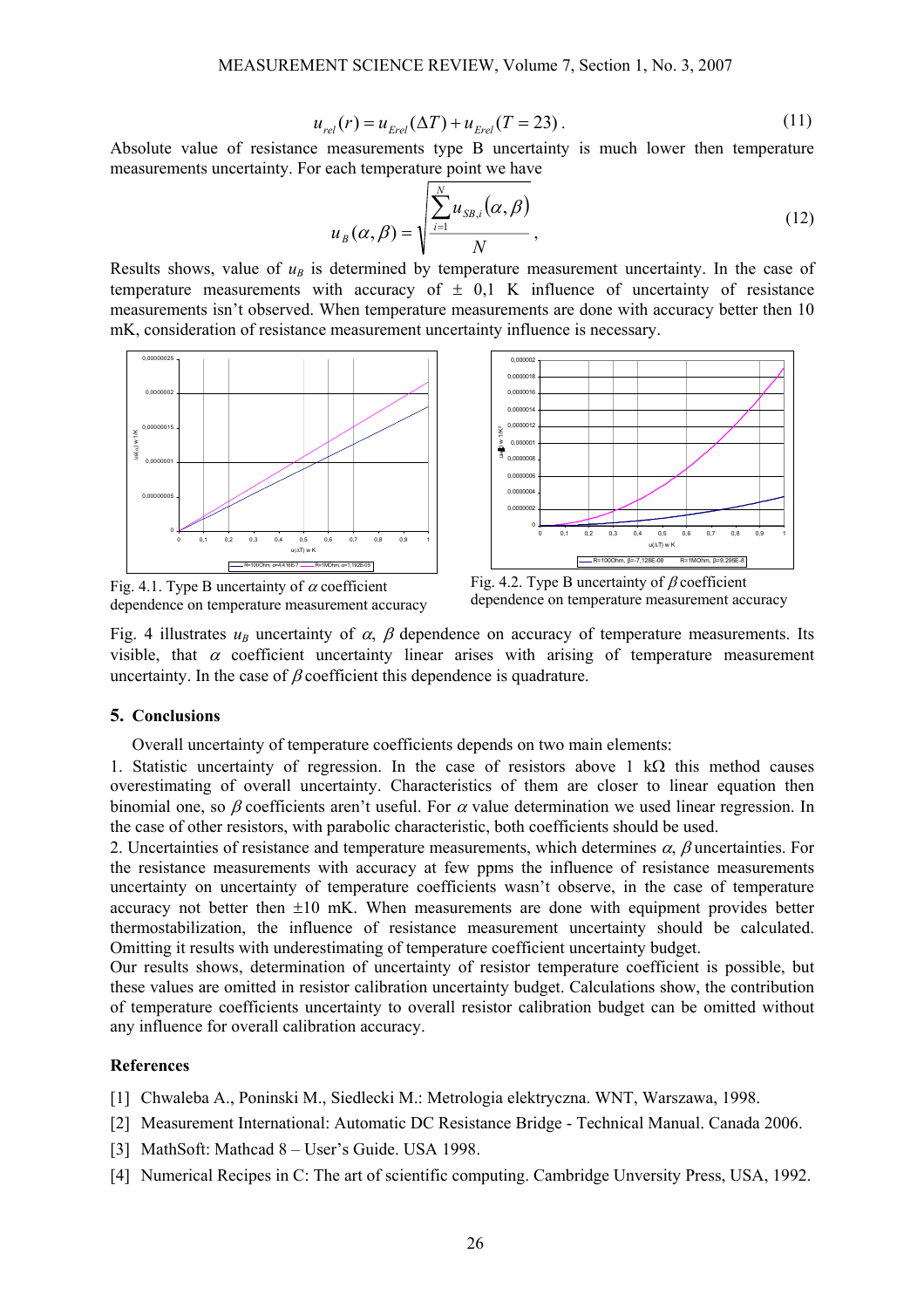$$u_{rel}(r) = u_{Erel}(\Delta T) + u_{Erel}(T = 23)\,. \tag{11}$$

Absolute value of resistance measurements type B uncertainty is much lower then temperature measurements uncertainty. For each temperature point we have

$$u_B(\alpha, \beta) = \sqrt{\frac{\sum_{i=1}^{N} u_{SB,i}(\alpha, \beta)}{N}}\,, \tag{12}$$

Results shows, value of $u_B$ is determined by temperature measurement uncertainty. In the case of temperature measurements with accuracy of ± 0,1 K influence of uncertainty of resistance measurements isn't observed. When temperature measurements are done with accuracy better then 10 mK, consideration of resistance measurement uncertainty influence is necessary.

0,00000025
0,0000002
0,00000015
0,0000001
0,00000005
0
0 0,1 0,2 0,3 0,4 0,5 0,6 0,7 0,8 0,9 1
u(α) w 1/K
u(ΔT) w K
R=100Ohm, α=4,416E-7 R=1MOhm, α=1,192E-05

Fig. 4.1. Type B uncertainty of $\alpha$ coefficient dependence on temperature measurement accuracy

0,000002
0,0000018
0,0000016
0,0000014
0,0000012
0,000001
0,0000008
0,0000006
0,0000004
0,0000002
0
0 0,1 0,2 0,3 0,4 0,5 0,6 0,7 0,8 0,9 1
u(β) w 1/K²
u(ΔT) w K
R=100Ohm, β=-7,128E-08 R=1MOhm, β=9,295E-8

Fig. 4.2. Type B uncertainty of $\beta$ coefficient dependence on temperature measurement accuracy

Fig. 4 illustrates $u_B$ uncertainty of $\alpha$, $\beta$ dependence on accuracy of temperature measurements. Its visible, that $\alpha$ coefficient uncertainty linear arises with arising of temperature measurement uncertainty. In the case of $\beta$ coefficient this dependence is quadrature.

## 5. Conclusions

Overall uncertainty of temperature coefficients depends on two main elements:

1. Statistic uncertainty of regression. In the case of resistors above 1 kΩ this method causes overestimating of overall uncertainty. Characteristics of them are closer to linear equation then binomial one, so $\beta$ coefficients aren't useful. For $\alpha$ value determination we used linear regression. In the case of other resistors, with parabolic characteristic, both coefficients should be used.
2. Uncertainties of resistance and temperature measurements, which determines $\alpha$, $\beta$ uncertainties. For the resistance measurements with accuracy at few ppms the influence of resistance measurements uncertainty on uncertainty of temperature coefficients wasn't observe, in the case of temperature accuracy not better then ±10 mK. When measurements are done with equipment provides better thermostabilization, the influence of resistance measurement uncertainty should be calculated. Omitting it results with underestimating of temperature coefficient uncertainty budget.

Our results shows, determination of uncertainty of resistor temperature coefficient is possible, but these values are omitted in resistor calibration uncertainty budget. Calculations show, the contribution of temperature coefficients uncertainty to overall resistor calibration budget can be omitted without any influence for overall calibration accuracy.

## References

[1] Chwaleba A., Poninski M., Siedlecki M.: Metrologia elektryczna. WNT, Warszawa, 1998.

[2] Measurement International: Automatic DC Resistance Bridge - Technical Manual. Canada 2006.

[3] MathSoft: Mathcad 8 – User's Guide. USA 1998.

[4] Numerical Recipes in C: The art of scientific computing. Cambridge Unversity Press, USA, 1992.